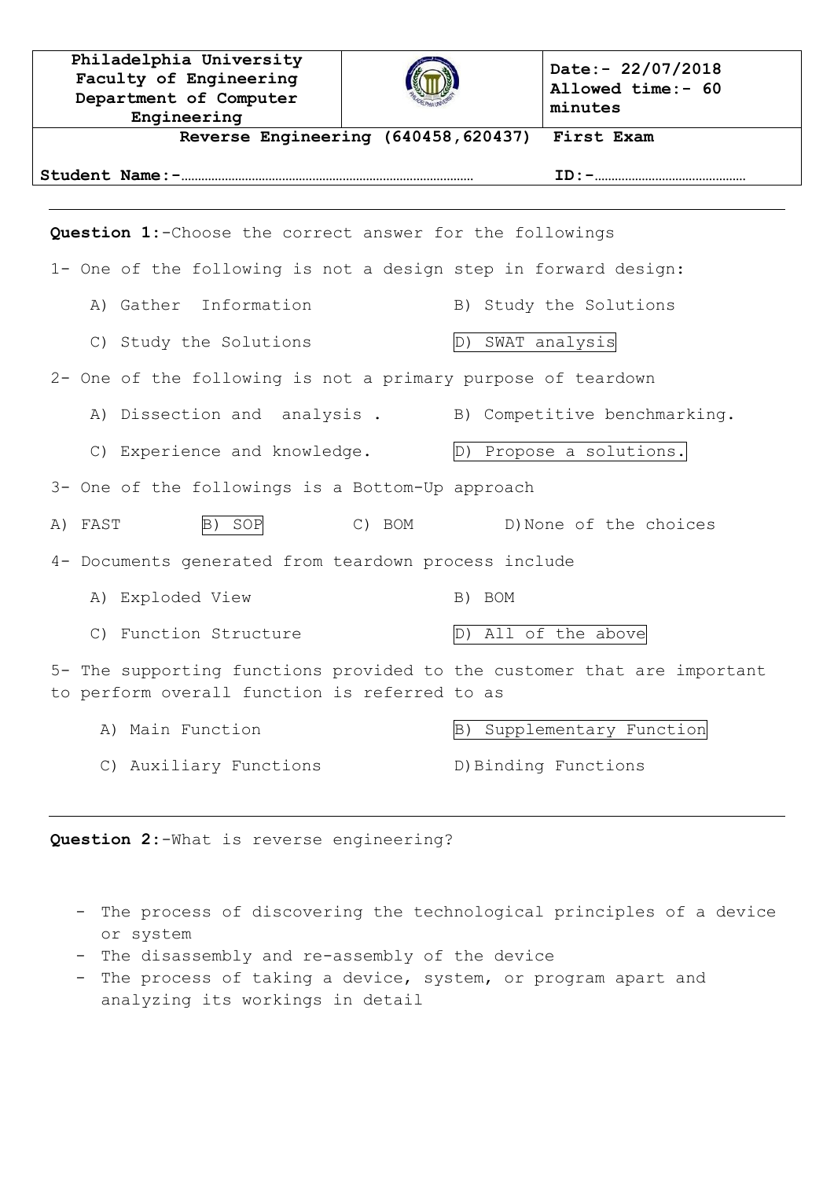| Philadelphia University<br>Faculty of Engineering<br>Department of Computer Engineering | | Date:- 22/07/2018<br>Allowed time:- 60 minutes |
|---|---|---|
| Reverse Engineering (640458,620437) | | First Exam |
| Student Name:-……………………………………………………………………………… | | ID:-……………………………………… |

---

**Question 1**:-Choose the correct answer for the followings

1- One of the following is not a design step in forward design:

A) Gather Information
B) Study the Solutions
C) Study the Solutions
D) SWAT analysis

2- One of the following is not a primary purpose of teardown

A) Dissection and analysis .
B) Competitive benchmarking.
C) Experience and knowledge.
D) Propose a solutions.

3- One of the followings is a Bottom-Up approach

A) FAST
B) SOP
C) BOM
D) None of the choices

4- Documents generated from teardown process include

A) Exploded View
B) BOM
C) Function Structure
D) All of the above

5- The supporting functions provided to the customer that are important to perform overall function is referred to as

A) Main Function
B) Supplementary Function
C) Auxiliary Functions
D) Binding Functions

---

**Question 2**:-What is reverse engineering?

- The process of discovering the technological principles of a device or system
- The disassembly and re-assembly of the device
- The process of taking a device, system, or program apart and analyzing its workings in detail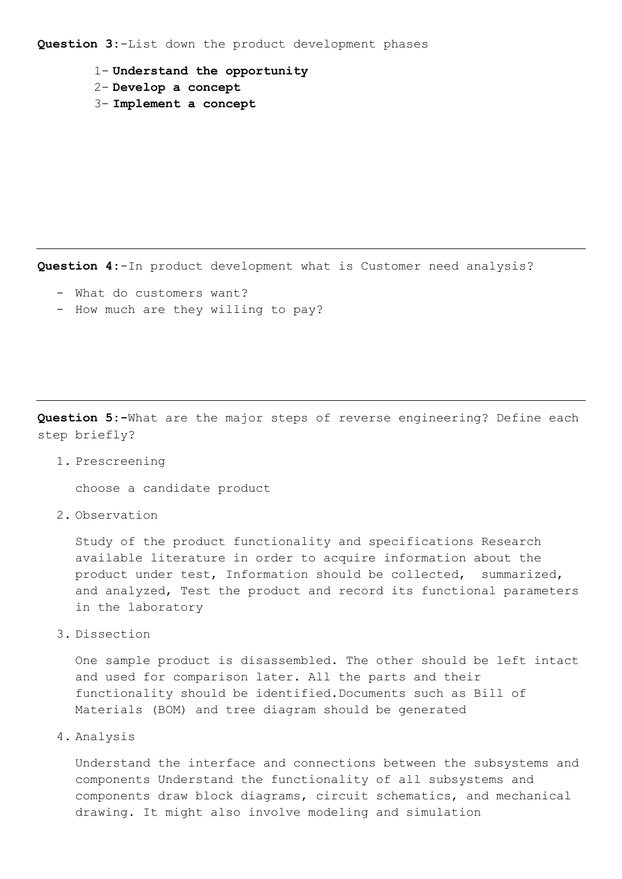**Question 3**:-List down the product development phases

1- **Understand the opportunity**
2- **Develop a concept**
3- **Implement a concept**

---

**Question 4**:-In product development what is Customer need analysis?

- What do customers want?
- How much are they willing to pay?

---

**Question 5:-**What are the major steps of reverse engineering? Define each step briefly?

1. Prescreening

   choose a candidate product

2. Observation

   Study of the product functionality and specifications Research available literature in order to acquire information about the product under test, Information should be collected, summarized, and analyzed, Test the product and record its functional parameters in the laboratory

3. Dissection

   One sample product is disassembled. The other should be left intact and used for comparison later. All the parts and their functionality should be identified.Documents such as Bill of Materials (BOM) and tree diagram should be generated

4. Analysis

   Understand the interface and connections between the subsystems and components Understand the functionality of all subsystems and components draw block diagrams, circuit schematics, and mechanical drawing. It might also involve modeling and simulation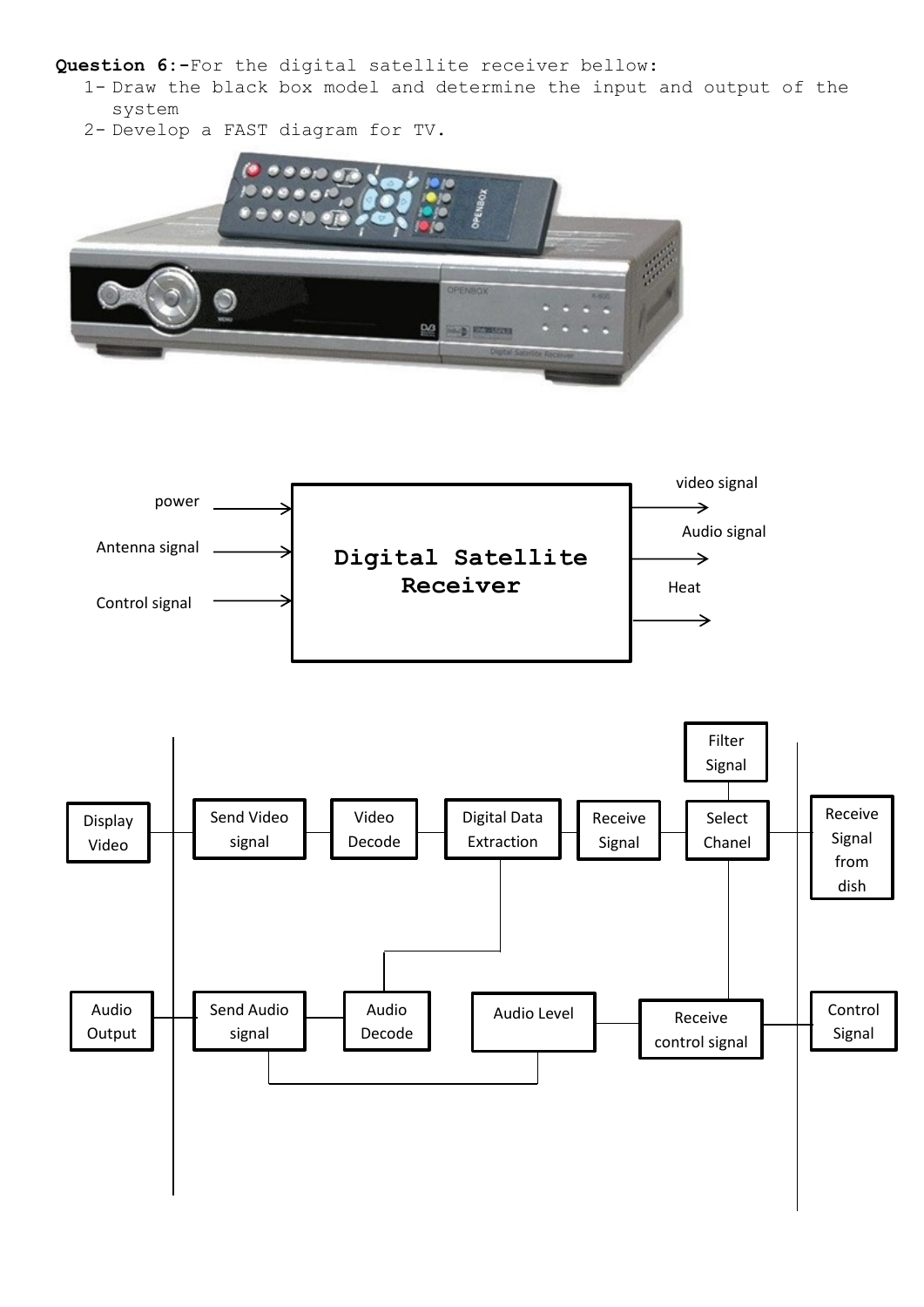**Question 6:-**For the digital satellite receiver bellow:

1- Draw the black box model and determine the input and output of the system
2- Develop a FAST diagram for TV.

power

Antenna signal

Control signal

**Digital Satellite Receiver**

video signal

Audio signal

Heat

Filter Signal

Display Video

Send Video signal

Video Decode

Digital Data Extraction

Receive Signal

Select Chanel

Receive Signal from dish

Audio Output

Send Audio signal

Audio Decode

Audio Level

Receive control signal

Control Signal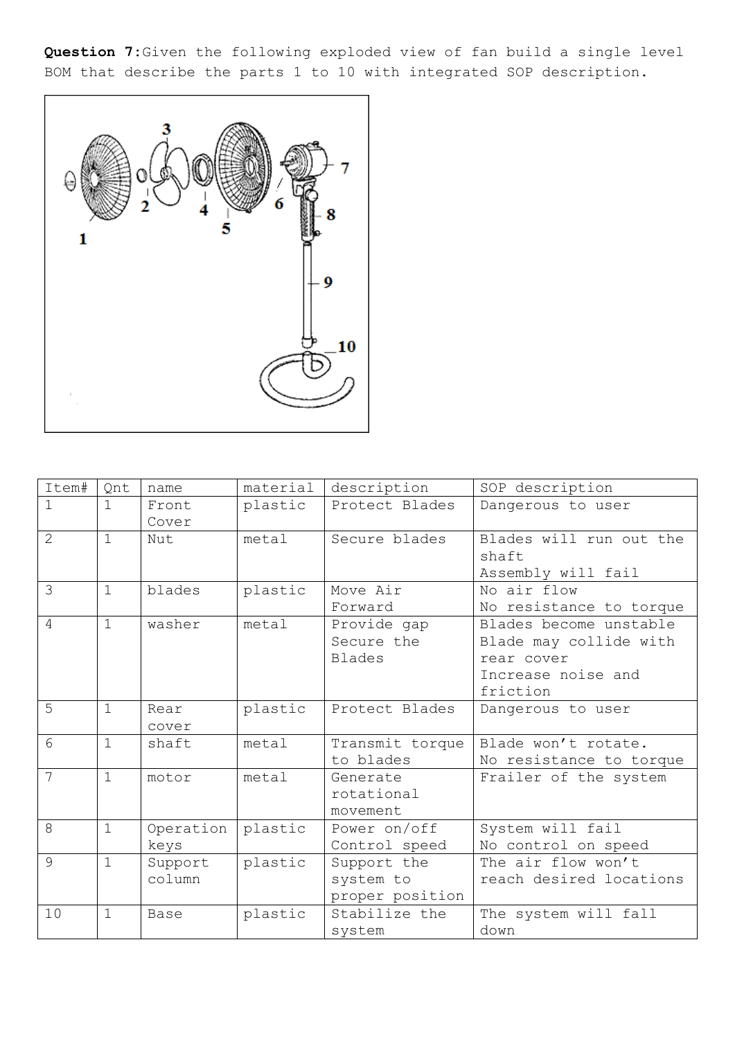**Question 7:** Given the following exploded view of fan build a single level BOM that describe the parts 1 to 10 with integrated SOP description.

| Item# | Qnt | name | material | description | SOP description |
|---|---|---|---|---|---|
| 1 | 1 | Front Cover | plastic | Protect Blades | Dangerous to user |
| 2 | 1 | Nut | metal | Secure blades | Blades will run out the shaft<br>Assembly will fail |
| 3 | 1 | blades | plastic | Move Air Forward | No air flow<br>No resistance to torque |
| 4 | 1 | washer | metal | Provide gap<br>Secure the Blades | Blades become unstable<br>Blade may collide with rear cover<br>Increase noise and friction |
| 5 | 1 | Rear cover | plastic | Protect Blades | Dangerous to user |
| 6 | 1 | shaft | metal | Transmit torque to blades | Blade won't rotate.<br>No resistance to torque |
| 7 | 1 | motor | metal | Generate rotational movement | Frailer of the system |
| 8 | 1 | Operation keys | plastic | Power on/off<br>Control speed | System will fail<br>No control on speed |
| 9 | 1 | Support column | plastic | Support the system to proper position | The air flow won't reach desired locations |
| 10 | 1 | Base | plastic | Stabilize the system | The system will fall down |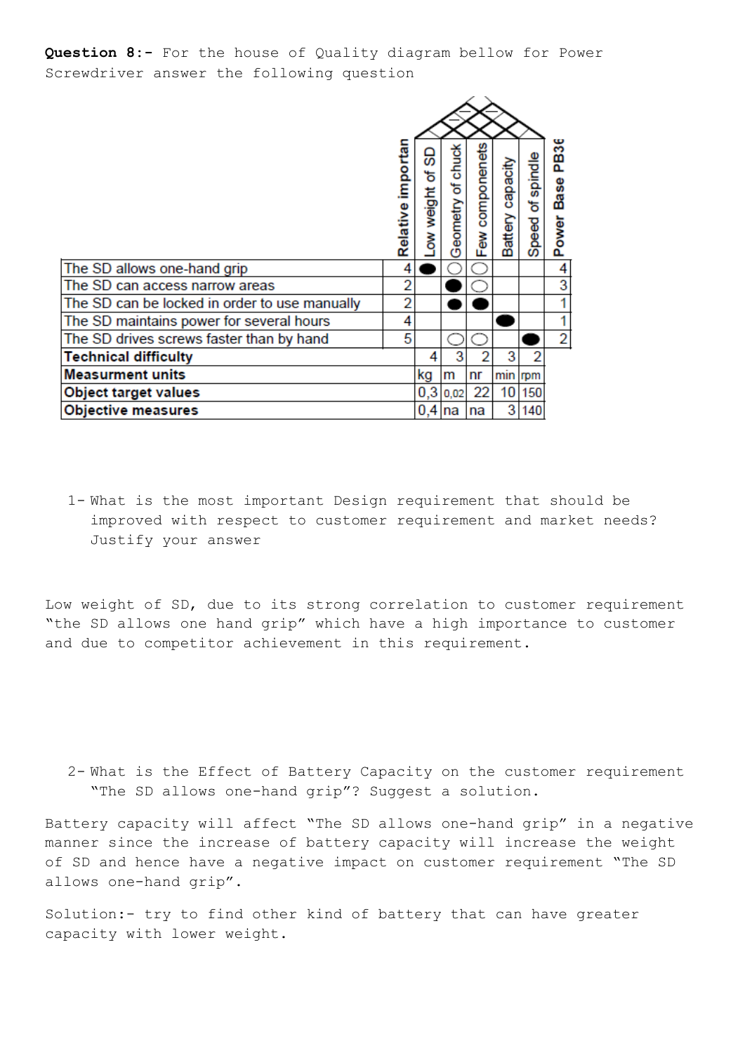**Question 8:-** For the house of Quality diagram bellow for Power Screwdriver answer the following question

| | Relative importan | Low weight of SD | Geometry of chuck | Few componenets | Battery capacity | Speed of spindle | Power Base PB36 |
|---|---|---|---|---|---|---|---|
| The SD allows one-hand grip | 4 | ● | ○ | ○ | | | 4 |
| The SD can access narrow areas | 2 | | ● | ○ | | | 3 |
| The SD can be locked in order to use manually | 2 | | ● | ● | | | 1 |
| The SD maintains power for several hours | 4 | | | | ● | | 1 |
| The SD drives screws faster than by hand | 5 | | ○ | ○ | | ● | 2 |
| **Technical difficulty** | | 4 | 3 | 2 | 3 | 2 | |
| **Measurment units** | | kg | m | nr | min | rpm | |
| **Object target values** | | 0,3 | 0,02 | 22 | 10 | 150 | |
| **Objective measures** | | 0,4 | na | na | 3 | 140 | |

1- What is the most important Design requirement that should be improved with respect to customer requirement and market needs? Justify your answer

Low weight of SD, due to its strong correlation to customer requirement "the SD allows one hand grip" which have a high importance to customer and due to competitor achievement in this requirement.

2- What is the Effect of Battery Capacity on the customer requirement "The SD allows one-hand grip"? Suggest a solution.

Battery capacity will affect "The SD allows one-hand grip" in a negative manner since the increase of battery capacity will increase the weight of SD and hence have a negative impact on customer requirement "The SD allows one-hand grip".

Solution:- try to find other kind of battery that can have greater capacity with lower weight.